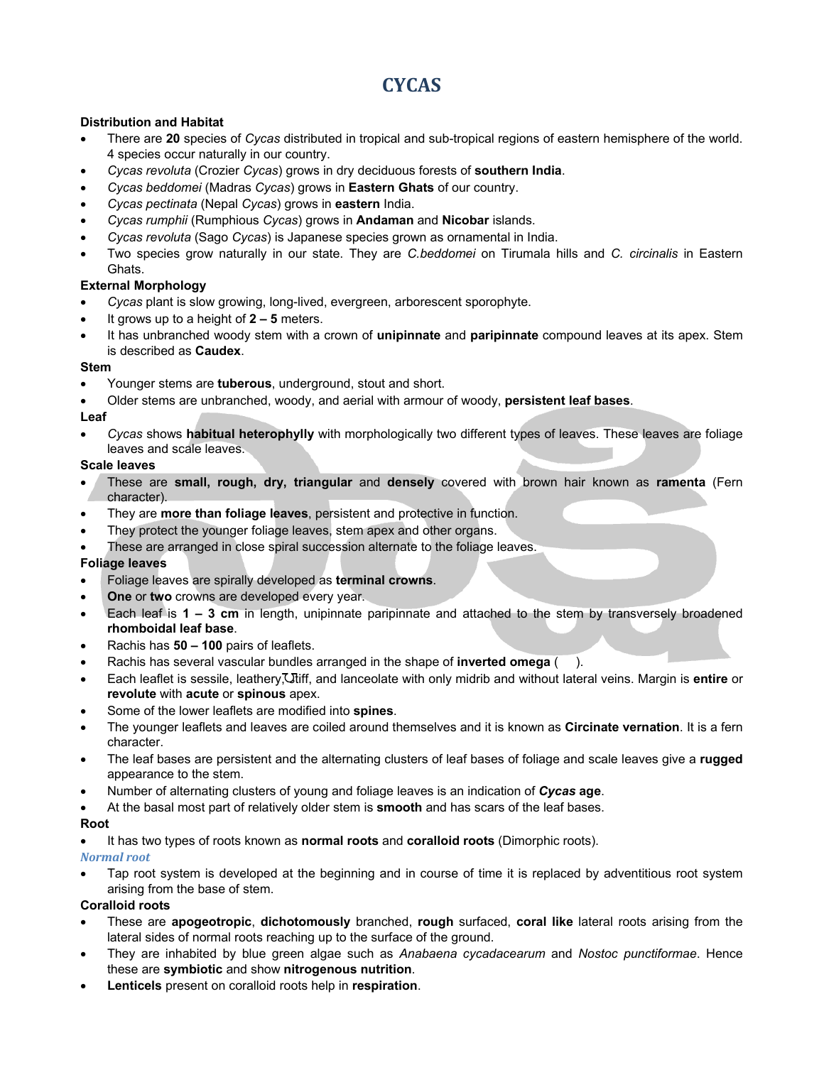# CYCAS

**Distribution and Habitat**

- There are **20** species of *Cycas* distributed in tropical and sub-tropical regions of eastern hemisphere of the world. 4 species occur naturally in our country.
- *Cycas revoluta* (Crozier *Cycas*) grows in dry deciduous forests of **southern India**.
- *Cycas beddomei* (Madras *Cycas*) grows in **Eastern Ghats** of our country.
- *Cycas pectinata* (Nepal *Cycas*) grows in **eastern** India.
- *Cycas rumphii* (Rumphious *Cycas*) grows in **Andaman** and **Nicobar** islands.
- *Cycas revoluta* (Sago *Cycas*) is Japanese species grown as ornamental in India.
- Two species grow naturally in our state. They are *C.beddomei* on Tirumala hills and *C. circinalis* in Eastern Ghats.

**External Morphology**

- *Cycas* plant is slow growing, long-lived, evergreen, arborescent sporophyte.
- It grows up to a height of **2 – 5** meters.
- It has unbranched woody stem with a crown of **unipinnate** and **paripinnate** compound leaves at its apex. Stem is described as **Caudex**.

**Stem**

- Younger stems are **tuberous**, underground, stout and short.
- Older stems are unbranched, woody, and aerial with armour of woody, **persistent leaf bases**.

**Leaf**

- *Cycas* shows **habitual heterophyllly** with morphologically two different types of leaves. These leaves are foliage leaves and scale leaves.

**Scale leaves**

- These are **small, rough, dry, triangular** and **densely** covered with brown hair known as **ramenta** (Fern character).
- They are **more than foliage leaves**, persistent and protective in function.
- They protect the younger foliage leaves, stem apex and other organs.
- These are arranged in close spiral succession alternate to the foliage leaves.

**Foliage leaves**

- Foliage leaves are spirally developed as **terminal crowns**.
- **One** or **two** crowns are developed every year.
- Each leaf is **1 – 3 cm** in length, unipinnate paripinnate and attached to the stem by transversely broadened **rhomboidal leaf base**.
- Rachis has **50 – 100** pairs of leaflets.
- Rachis has several vascular bundles arranged in the shape of **inverted omega** ( ).
- Each leaflet is sessile, leathery, stiff, and lanceolate with only midrib and without lateral veins. Margin is **entire** or **revolute** with **acute** or **spinous** apex.
- Some of the lower leaflets are modified into **spines**.
- The younger leaflets and leaves are coiled around themselves and it is known as **Circinate vernation**. It is a fern character.
- The leaf bases are persistent and the alternating clusters of leaf bases of foliage and scale leaves give a **rugged** appearance to the stem.
- Number of alternating clusters of young and foliage leaves is an indication of ***Cycas* age**.
- At the basal most part of relatively older stem is **smooth** and has scars of the leaf bases.

**Root**

- It has two types of roots known as **normal roots** and **coralloid roots** (Dimorphic roots).

***Normal root***

- Tap root system is developed at the beginning and in course of time it is replaced by adventitious root system arising from the base of stem.

**Coralloid roots**

- These are **apogeotropic**, **dichotomously** branched, **rough** surfaced, **coral like** lateral roots arising from the lateral sides of normal roots reaching up to the surface of the ground.
- They are inhabited by blue green algae such as *Anabaena cycadacearum* and *Nostoc punctiformae*. Hence these are **symbiotic** and show **nitrogenous nutrition**.
- **Lenticels** present on coralloid roots help in **respiration**.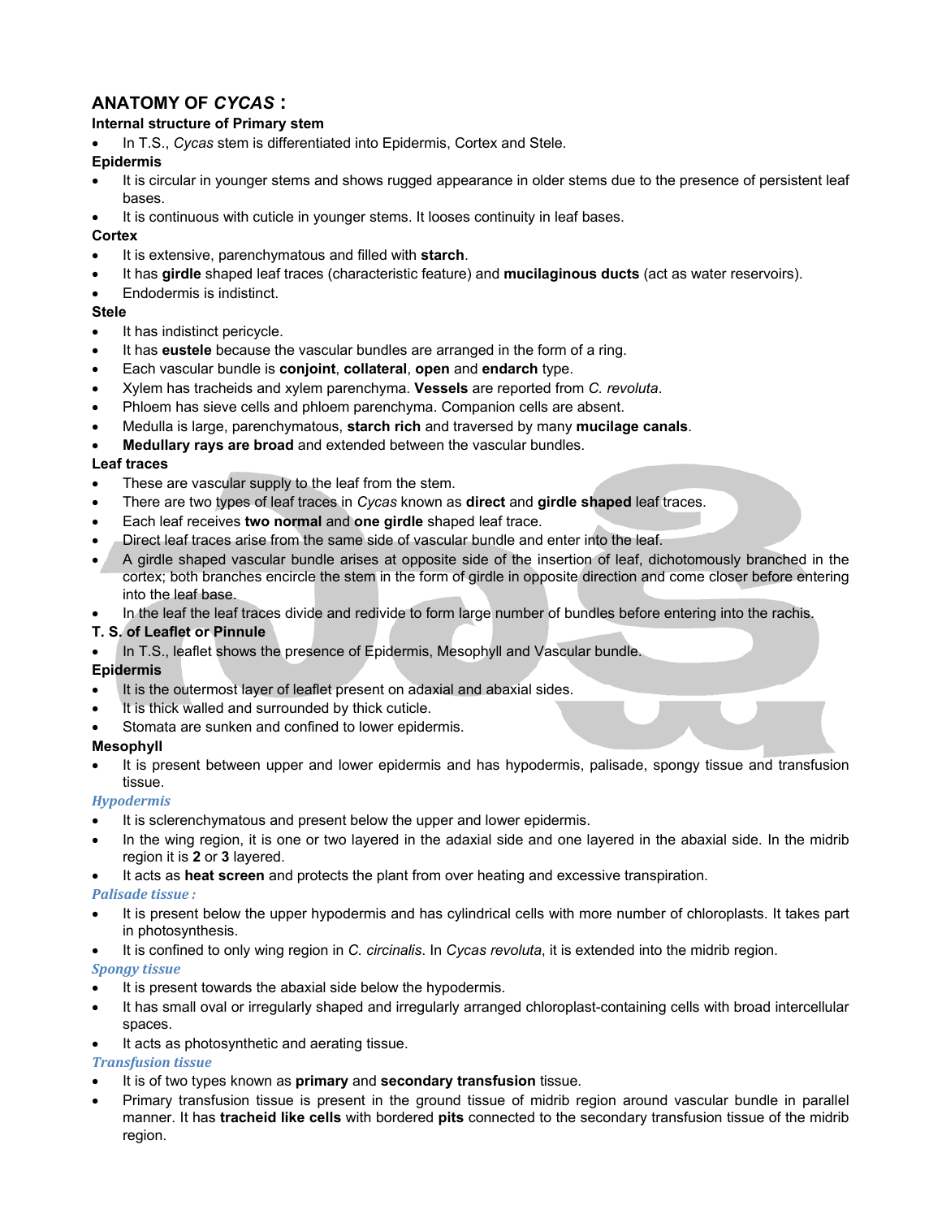## ANATOMY OF *CYCAS* :

**Internal structure of Primary stem**

- In T.S., *Cycas* stem is differentiated into Epidermis, Cortex and Stele.

**Epidermis**

- It is circular in younger stems and shows rugged appearance in older stems due to the presence of persistent leaf bases.
- It is continuous with cuticle in younger stems. It looses continuity in leaf bases.

**Cortex**

- It is extensive, parenchymatous and filled with **starch**.
- It has **girdle** shaped leaf traces (characteristic feature) and **mucilaginous ducts** (act as water reservoirs).
- Endodermis is indistinct.

**Stele**

- It has indistinct pericycle.
- It has **eustele** because the vascular bundles are arranged in the form of a ring.
- Each vascular bundle is **conjoint**, **collateral**, **open** and **endarch** type.
- Xylem has tracheids and xylem parenchyma. **Vessels** are reported from *C. revoluta*.
- Phloem has sieve cells and phloem parenchyma. Companion cells are absent.
- Medulla is large, parenchymatous, **starch rich** and traversed by many **mucilage canals**.
- **Medullary rays are broad** and extended between the vascular bundles.

**Leaf traces**

- These are vascular supply to the leaf from the stem.
- There are two types of leaf traces in *Cycas* known as **direct** and **girdle shaped** leaf traces.
- Each leaf receives **two normal** and **one girdle** shaped leaf trace.
- Direct leaf traces arise from the same side of vascular bundle and enter into the leaf.
- A girdle shaped vascular bundle arises at opposite side of the insertion of leaf, dichotomously branched in the cortex; both branches encircle the stem in the form of girdle in opposite direction and come closer before entering into the leaf base.
- In the leaf the leaf traces divide and redivide to form large number of bundles before entering into the rachis.

**T. S. of Leaflet or Pinnule**

- In T.S., leaflet shows the presence of Epidermis, Mesophyll and Vascular bundle.

**Epidermis**

- It is the outermost layer of leaflet present on adaxial and abaxial sides.
- It is thick walled and surrounded by thick cuticle.
- Stomata are sunken and confined to lower epidermis.

**Mesophyll**

- It is present between upper and lower epidermis and has hypodermis, palisade, spongy tissue and transfusion tissue.

***Hypodermis***

- It is sclerenchymatous and present below the upper and lower epidermis.
- In the wing region, it is one or two layered in the adaxial side and one layered in the abaxial side. In the midrib region it is **2** or **3** layered.
- It acts as **heat screen** and protects the plant from over heating and excessive transpiration.

***Palisade tissue :***

- It is present below the upper hypodermis and has cylindrical cells with more number of chloroplasts. It takes part in photosynthesis.
- It is confined to only wing region in *C. circinalis*. In *Cycas revoluta*, it is extended into the midrib region.

***Spongy tissue***

- It is present towards the abaxial side below the hypodermis.
- It has small oval or irregularly shaped and irregularly arranged chloroplast-containing cells with broad intercellular spaces.
- It acts as photosynthetic and aerating tissue.

***Transfusion tissue***

- It is of two types known as **primary** and **secondary transfusion** tissue.
- Primary transfusion tissue is present in the ground tissue of midrib region around vascular bundle in parallel manner. It has **tracheid like cells** with bordered **pits** connected to the secondary transfusion tissue of the midrib region.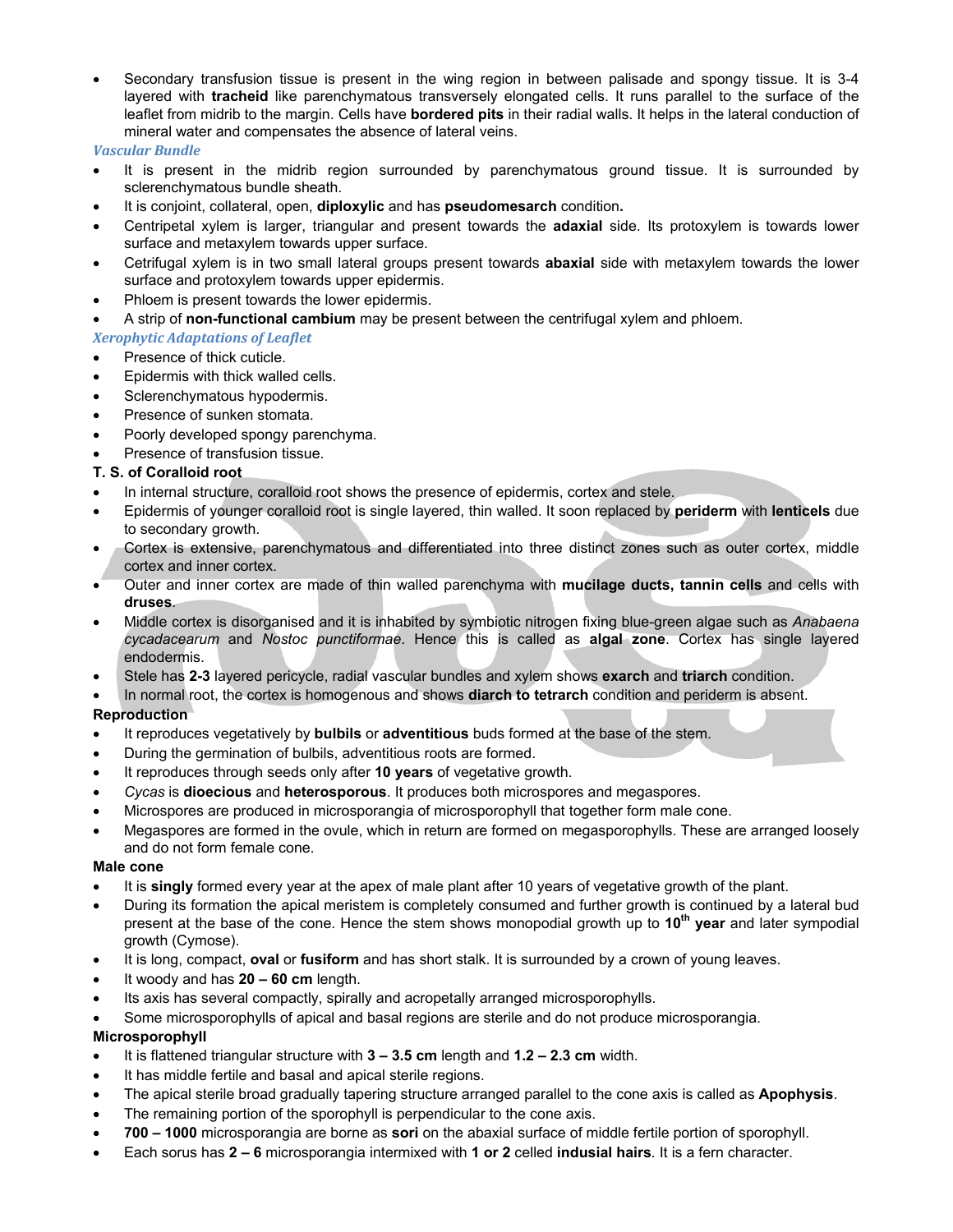- Secondary transfusion tissue is present in the wing region in between palisade and spongy tissue. It is 3-4 layered with **tracheid** like parenchymatous transversely elongated cells. It runs parallel to the surface of the leaflet from midrib to the margin. Cells have **bordered pits** in their radial walls. It helps in the lateral conduction of mineral water and compensates the absence of lateral veins.

### *Vascular Bundle*

- It is present in the midrib region surrounded by parenchymatous ground tissue. It is surrounded by sclerenchymatous bundle sheath.
- It is conjoint, collateral, open, **diploxylic** and has **pseudomesarch** condition**.**
- Centripetal xylem is larger, triangular and present towards the **adaxial** side. Its protoxylem is towards lower surface and metaxylem towards upper surface.
- Cetrifugal xylem is in two small lateral groups present towards **abaxial** side with metaxylem towards the lower surface and protoxylem towards upper epidermis.
- Phloem is present towards the lower epidermis.
- A strip of **non-functional cambium** may be present between the centrifugal xylem and phloem.

### *Xerophytic Adaptations of Leaflet*

- Presence of thick cuticle.
- Epidermis with thick walled cells.
- Sclerenchymatous hypodermis.
- Presence of sunken stomata.
- Poorly developed spongy parenchyma.
- Presence of transfusion tissue.

### T. S. of Coralloid root

- In internal structure, coralloid root shows the presence of epidermis, cortex and stele.
- Epidermis of younger coralloid root is single layered, thin walled. It soon replaced by **periderm** with **lenticels** due to secondary growth.
- Cortex is extensive, parenchymatous and differentiated into three distinct zones such as outer cortex, middle cortex and inner cortex.
- Outer and inner cortex are made of thin walled parenchyma with **mucilage ducts, tannin cells** and cells with **druses**.
- Middle cortex is disorganised and it is inhabited by symbiotic nitrogen fixing blue-green algae such as *Anabaena cycadacearum* and *Nostoc punctiformae*. Hence this is called as **algal zone**. Cortex has single layered endodermis.
- Stele has **2-3** layered pericycle, radial vascular bundles and xylem shows **exarch** and **triarch** condition.
- In normal root, the cortex is homogenous and shows **diarch to tetrarch** condition and periderm is absent.

### Reproduction

- It reproduces vegetatively by **bulbils** or **adventitious** buds formed at the base of the stem.
- During the germination of bulbils, adventitious roots are formed.
- It reproduces through seeds only after **10 years** of vegetative growth.
- *Cycas* is **dioecious** and **heterosporous**. It produces both microspores and megaspores.
- Microspores are produced in microsporangia of microsporophyll that together form male cone.
- Megaspores are formed in the ovule, which in return are formed on megasporophylls. These are arranged loosely and do not form female cone.

### Male cone

- It is **singly** formed every year at the apex of male plant after 10 years of vegetative growth of the plant.
- During its formation the apical meristem is completely consumed and further growth is continued by a lateral bud present at the base of the cone. Hence the stem shows monopodial growth up to **10th year** and later sympodial growth (Cymose).
- It is long, compact, **oval** or **fusiform** and has short stalk. It is surrounded by a crown of young leaves.
- It woody and has **20 – 60 cm** length.
- Its axis has several compactly, spirally and acropetally arranged microsporophylls.
- Some microsporophylls of apical and basal regions are sterile and do not produce microsporangia.

### Microsporophyll

- It is flattened triangular structure with **3 – 3.5 cm** length and **1.2 – 2.3 cm** width.
- It has middle fertile and basal and apical sterile regions.
- The apical sterile broad gradually tapering structure arranged parallel to the cone axis is called as **Apophysis**.
- The remaining portion of the sporophyll is perpendicular to the cone axis.
- **700 – 1000** microsporangia are borne as **sori** on the abaxial surface of middle fertile portion of sporophyll.
- Each sorus has **2 – 6** microsporangia intermixed with **1 or 2** celled **indusial hairs**. It is a fern character.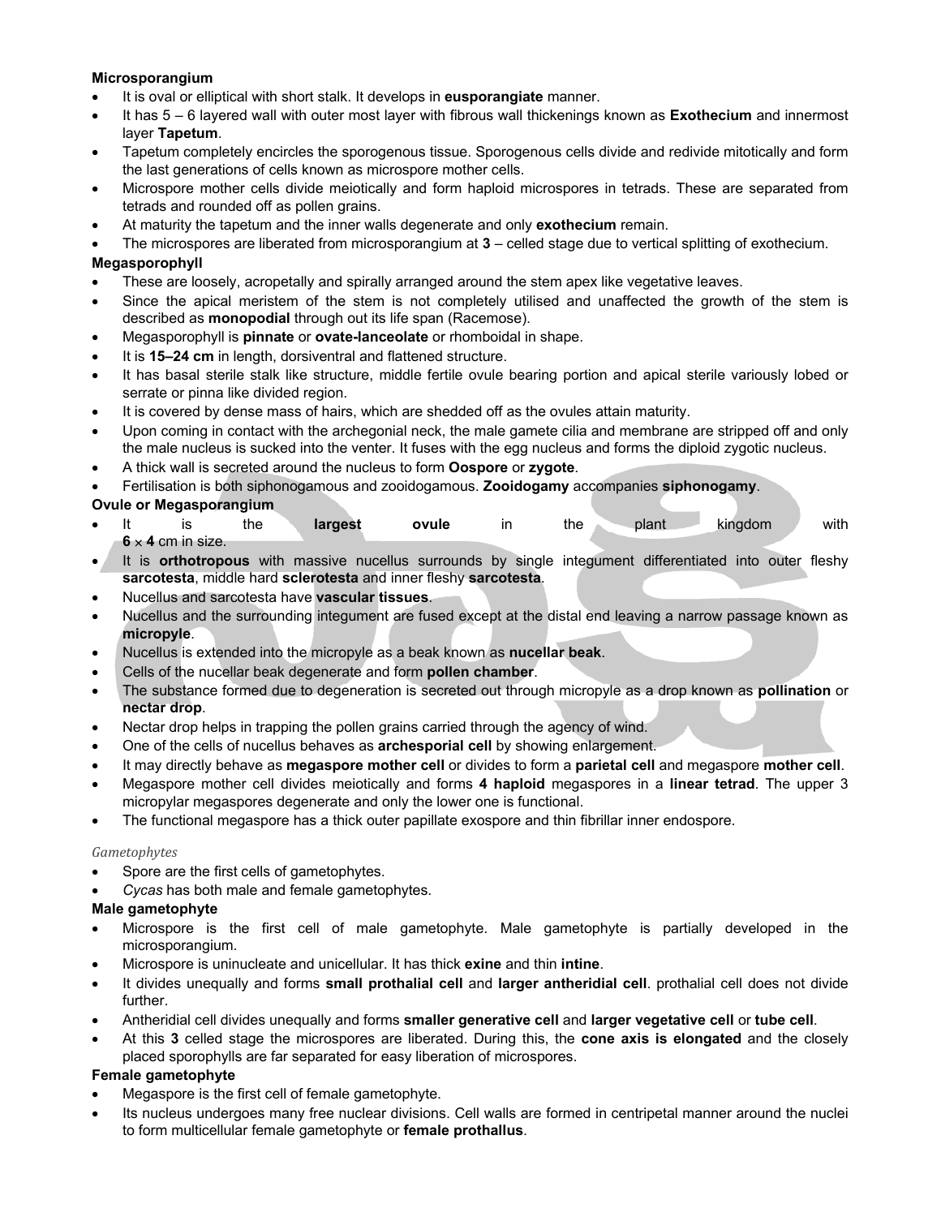**Microsporangium**

- It is oval or elliptical with short stalk. It develops in **eusporangiate** manner.
- It has 5 – 6 layered wall with outer most layer with fibrous wall thickenings known as **Exothecium** and innermost layer **Tapetum**.
- Tapetum completely encircles the sporogenous tissue. Sporogenous cells divide and redivide mitotically and form the last generations of cells known as microspore mother cells.
- Microspore mother cells divide meiotically and form haploid microspores in tetrads. These are separated from tetrads and rounded off as pollen grains.
- At maturity the tapetum and the inner walls degenerate and only **exothecium** remain.
- The microspores are liberated from microsporangium at **3** – celled stage due to vertical splitting of exothecium.

**Megasporophyll**

- These are loosely, acropetally and spirally arranged around the stem apex like vegetative leaves.
- Since the apical meristem of the stem is not completely utilised and unaffected the growth of the stem is described as **monopodial** through out its life span (Racemose).
- Megasporophyll is **pinnate** or **ovate-lanceolate** or rhomboidal in shape.
- It is **15–24 cm** in length, dorsiventral and flattened structure.
- It has basal sterile stalk like structure, middle fertile ovule bearing portion and apical sterile variously lobed or serrate or pinna like divided region.
- It is covered by dense mass of hairs, which are shedded off as the ovules attain maturity.
- Upon coming in contact with the archegonial neck, the male gamete cilia and membrane are stripped off and only the male nucleus is sucked into the venter. It fuses with the egg nucleus and forms the diploid zygotic nucleus.
- A thick wall is secreted around the nucleus to form **Oospore** or **zygote**.
- Fertilisation is both siphonogamous and zooidogamous. **Zooidogamy** accompanies **siphonogamy**.

**Ovule or Megasporangium**

- It is the **largest ovule** in the plant kingdom with **6** $\times$ **4** cm in size.
- It is **orthotropous** with massive nucellus surrounds by single integument differentiated into outer fleshy **sarcotesta**, middle hard **sclerotesta** and inner fleshy **sarcotesta**.
- Nucellus and sarcotesta have **vascular tissues**.
- Nucellus and the surrounding integument are fused except at the distal end leaving a narrow passage known as **micropyle**.
- Nucellus is extended into the micropyle as a beak known as **nucellar beak**.
- Cells of the nucellar beak degenerate and form **pollen chamber**.
- The substance formed due to degeneration is secreted out through micropyle as a drop known as **pollination** or **nectar drop**.
- Nectar drop helps in trapping the pollen grains carried through the agency of wind.
- One of the cells of nucellus behaves as **archesporial cell** by showing enlargement.
- It may directly behave as **megaspore mother cell** or divides to form a **parietal cell** and megaspore **mother cell**.
- Megaspore mother cell divides meiotically and forms **4 haploid** megaspores in a **linear tetrad**. The upper 3 micropylar megaspores degenerate and only the lower one is functional.
- The functional megaspore has a thick outer papillate exospore and thin fibrillar inner endospore.

*Gametophytes*

- Spore are the first cells of gametophytes.
- *Cycas* has both male and female gametophytes.

**Male gametophyte**

- Microspore is the first cell of male gametophyte. Male gametophyte is partially developed in the microsporangium.
- Microspore is uninucleate and unicellular. It has thick **exine** and thin **intine**.
- It divides unequally and forms **small prothalial cell** and **larger antheridial cell**. prothalial cell does not divide further.
- Antheridial cell divides unequally and forms **smaller generative cell** and **larger vegetative cell** or **tube cell**.
- At this **3** celled stage the microspores are liberated. During this, the **cone axis is elongated** and the closely placed sporophylls are far separated for easy liberation of microspores.

**Female gametophyte**

- Megaspore is the first cell of female gametophyte.
- Its nucleus undergoes many free nuclear divisions. Cell walls are formed in centripetal manner around the nuclei to form multicellular female gametophyte or **female prothallus**.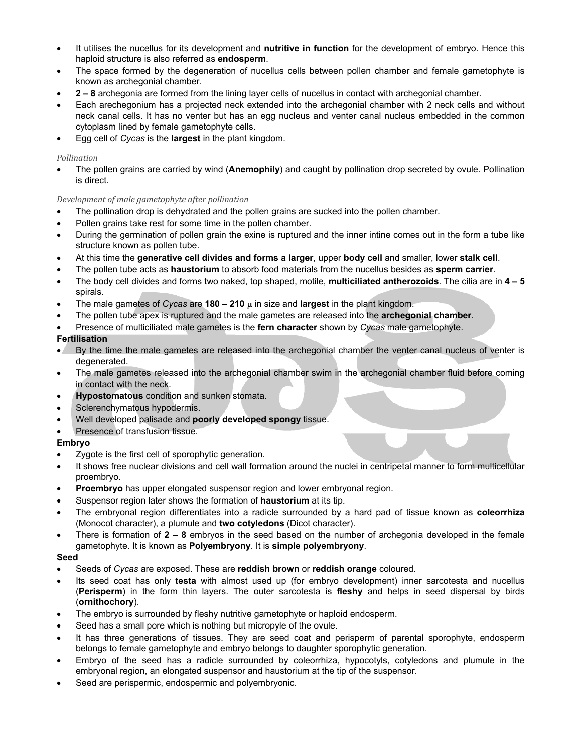- It utilises the nucellus for its development and **nutritive in function** for the development of embryo. Hence this haploid structure is also referred as **endosperm**.
- The space formed by the degeneration of nucellus cells between pollen chamber and female gametophyte is known as archegonial chamber.
- **2 – 8** archegonia are formed from the lining layer cells of nucellus in contact with archegonial chamber.
- Each arechegonium has a projected neck extended into the archegonial chamber with 2 neck cells and without neck canal cells. It has no venter but has an egg nucleus and venter canal nucleus embedded in the common cytoplasm lined by female gametophyte cells.
- Egg cell of *Cycas* is the **largest** in the plant kingdom.

*Pollination*

- The pollen grains are carried by wind (**Anemophily**) and caught by pollination drop secreted by ovule. Pollination is direct.

*Development of male gametophyte after pollination*

- The pollination drop is dehydrated and the pollen grains are sucked into the pollen chamber.
- Pollen grains take rest for some time in the pollen chamber.
- During the germination of pollen grain the exine is ruptured and the inner intine comes out in the form a tube like structure known as pollen tube.
- At this time the **generative cell divides and forms a larger**, upper **body cell** and smaller, lower **stalk cell**.
- The pollen tube acts as **haustorium** to absorb food materials from the nucellus besides as **sperm carrier**.
- The body cell divides and forms two naked, top shaped, motile, **multiciliated antherozoids**. The cilia are in **4 – 5** spirals.
- The male gametes of *Cycas* are **180 – 210 $\mu$** in size and **largest** in the plant kingdom.
- The pollen tube apex is ruptured and the male gametes are released into the **archegonial chamber**.
- Presence of multiciliated male gametes is the **fern character** shown by *Cycas* male gametophyte.

**Fertilisation**

- By the time the male gametes are released into the archegonial chamber the venter canal nucleus of venter is degenerated.
- The male gametes released into the archegonial chamber swim in the archegonial chamber fluid before coming in contact with the neck.
- **Hypostomatous** condition and sunken stomata.
- Sclerenchymatous hypodermis.
- Well developed palisade and **poorly developed spongy** tissue.
- Presence of transfusion tissue.

**Embryo**

- Zygote is the first cell of sporophytic generation.
- It shows free nuclear divisions and cell wall formation around the nuclei in centripetal manner to form multicellular proembryo.
- **Proembryo** has upper elongated suspensor region and lower embryonal region.
- Suspensor region later shows the formation of **haustorium** at its tip.
- The embryonal region differentiates into a radicle surrounded by a hard pad of tissue known as **coleorrhiza** (Monocot character), a plumule and **two cotyledons** (Dicot character).
- There is formation of **2 – 8** embryos in the seed based on the number of archegonia developed in the female gametophyte. It is known as **Polyembryony**. It is **simple polyembryony**.

**Seed**

- Seeds of *Cycas* are exposed. These are **reddish brown** or **reddish orange** coloured.
- Its seed coat has only **testa** with almost used up (for embryo development) inner sarcotesta and nucellus (**Perisperm**) in the form thin layers. The outer sarcotesta is **fleshy** and helps in seed dispersal by birds (**ornithochory**).
- The embryo is surrounded by fleshy nutritive gametophyte or haploid endosperm.
- Seed has a small pore which is nothing but micropyle of the ovule.
- It has three generations of tissues. They are seed coat and perisperm of parental sporophyte, endosperm belongs to female gametophyte and embryo belongs to daughter sporophytic generation.
- Embryo of the seed has a radicle surrounded by coleorrhiza, hypocotyls, cotyledons and plumule in the embryonal region, an elongated suspensor and haustorium at the tip of the suspensor.
- Seed are perispermic, endospermic and polyembryonic.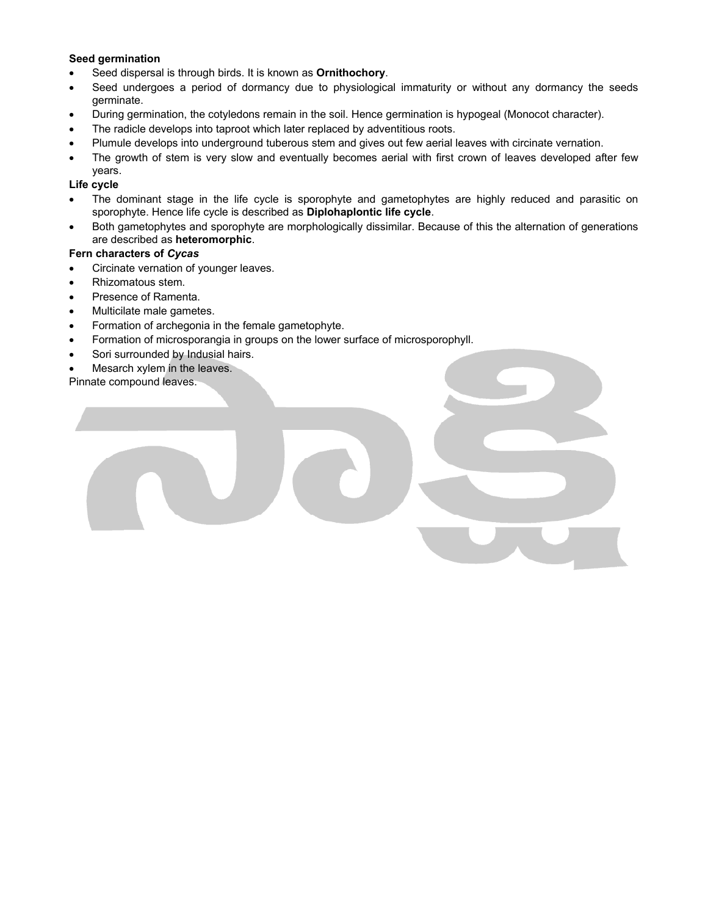**Seed germination**

- Seed dispersal is through birds. It is known as **Ornithochory**.
- Seed undergoes a period of dormancy due to physiological immaturity or without any dormancy the seeds germinate.
- During germination, the cotyledons remain in the soil. Hence germination is hypogeal (Monocot character).
- The radicle develops into taproot which later replaced by adventitious roots.
- Plumule develops into underground tuberous stem and gives out few aerial leaves with circinate vernation.
- The growth of stem is very slow and eventually becomes aerial with first crown of leaves developed after few years.

**Life cycle**

- The dominant stage in the life cycle is sporophyte and gametophytes are highly reduced and parasitic on sporophyte. Hence life cycle is described as **Diplohaplontic life cycle**.
- Both gametophytes and sporophyte are morphologically dissimilar. Because of this the alternation of generations are described as **heteromorphic**.

**Fern characters of *Cycas***

- Circinate vernation of younger leaves.
- Rhizomatous stem.
- Presence of Ramenta.
- Multicilate male gametes.
- Formation of archegonia in the female gametophyte.
- Formation of microsporangia in groups on the lower surface of microsporophyll.
- Sori surrounded by Indusial hairs.
- Mesarch xylem in the leaves.

Pinnate compound leaves.